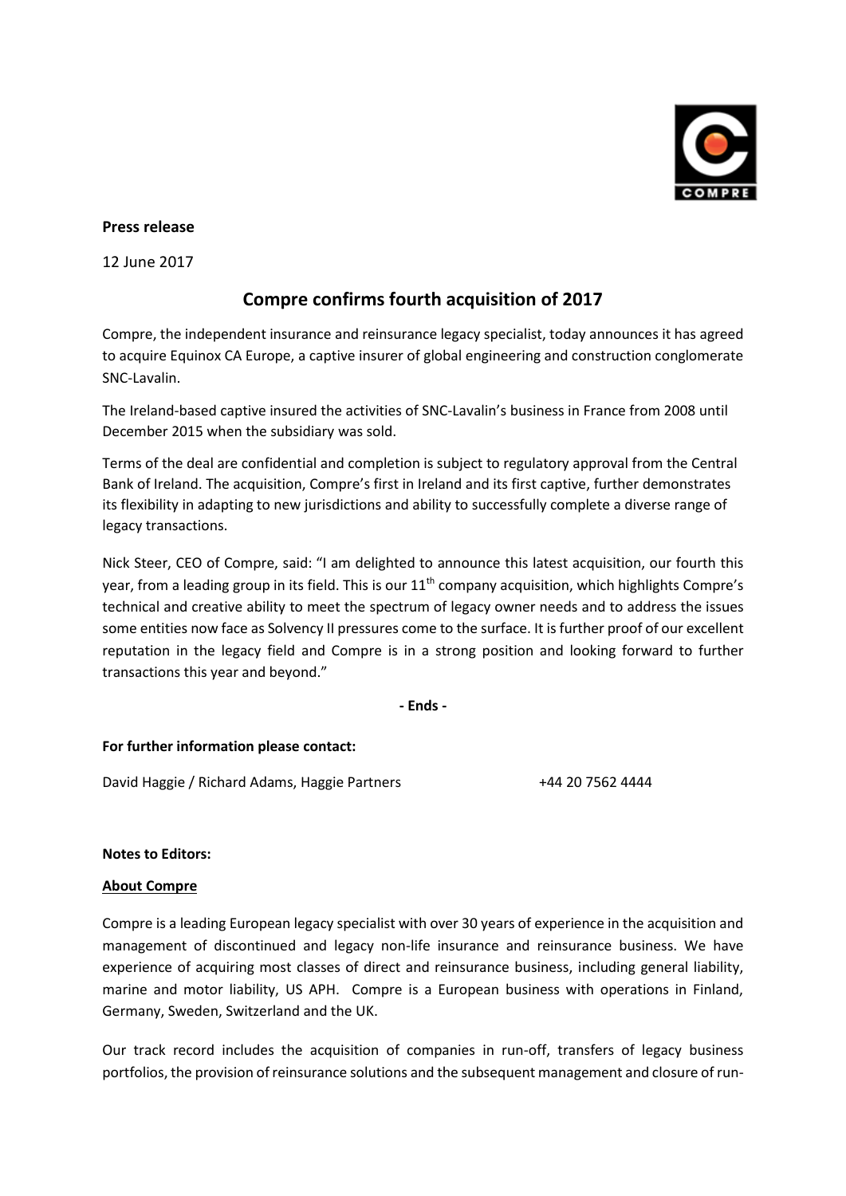**Press release**

12 June 2017

# Compre confirms fourth acquisition of 2017

Compre, the independent insurance and reinsurance legacy specialist, today announces it has agreed to acquire Equinox CA Europe, a captive insurer of global engineering and construction conglomerate SNC-Lavalin.

The Ireland-based captive insured the activities of SNC-Lavalin's business in France from 2008 until December 2015 when the subsidiary was sold.

Terms of the deal are confidential and completion is subject to regulatory approval from the Central Bank of Ireland. The acquisition, Compre's first in Ireland and its first captive, further demonstrates its flexibility in adapting to new jurisdictions and ability to successfully complete a diverse range of legacy transactions.

Nick Steer, CEO of Compre, said: "I am delighted to announce this latest acquisition, our fourth this year, from a leading group in its field. This is our 11th company acquisition, which highlights Compre's technical and creative ability to meet the spectrum of legacy owner needs and to address the issues some entities now face as Solvency II pressures come to the surface. It is further proof of our excellent reputation in the legacy field and Compre is in a strong position and looking forward to further transactions this year and beyond."

**- Ends -**

**For further information please contact:**

David Haggie / Richard Adams, Haggie Partners +44 20 7562 4444

**Notes to Editors:**

**About Compre**

Compre is a leading European legacy specialist with over 30 years of experience in the acquisition and management of discontinued and legacy non-life insurance and reinsurance business. We have experience of acquiring most classes of direct and reinsurance business, including general liability, marine and motor liability, US APH. Compre is a European business with operations in Finland, Germany, Sweden, Switzerland and the UK.

Our track record includes the acquisition of companies in run-off, transfers of legacy business portfolios, the provision of reinsurance solutions and the subsequent management and closure of run-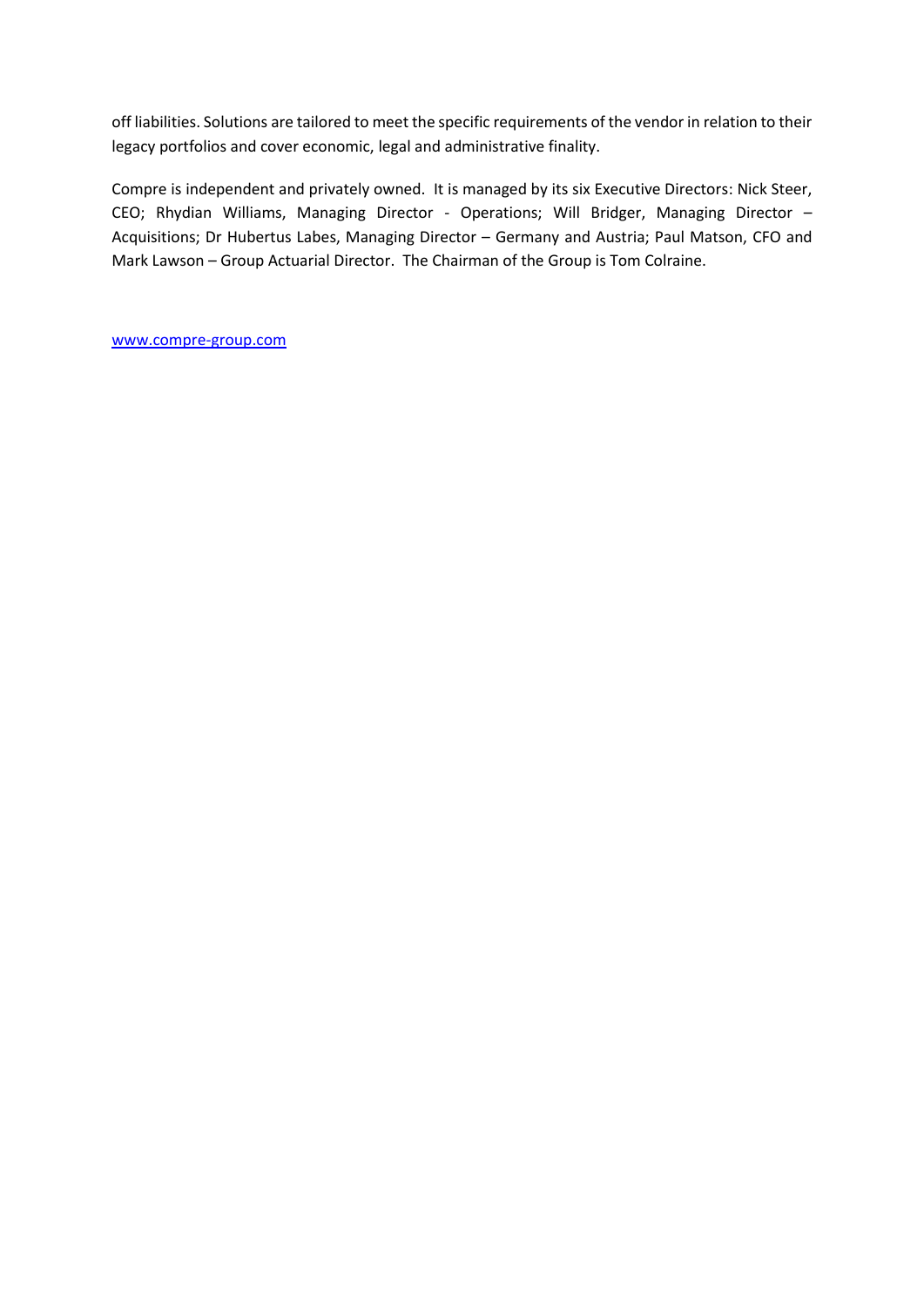off liabilities. Solutions are tailored to meet the specific requirements of the vendor in relation to their legacy portfolios and cover economic, legal and administrative finality.

Compre is independent and privately owned. It is managed by its six Executive Directors: Nick Steer, CEO; Rhydian Williams, Managing Director - Operations; Will Bridger, Managing Director – Acquisitions; Dr Hubertus Labes, Managing Director – Germany and Austria; Paul Matson, CFO and Mark Lawson – Group Actuarial Director. The Chairman of the Group is Tom Colraine.

[www.compre-group.com](http://www.compre-group.com)